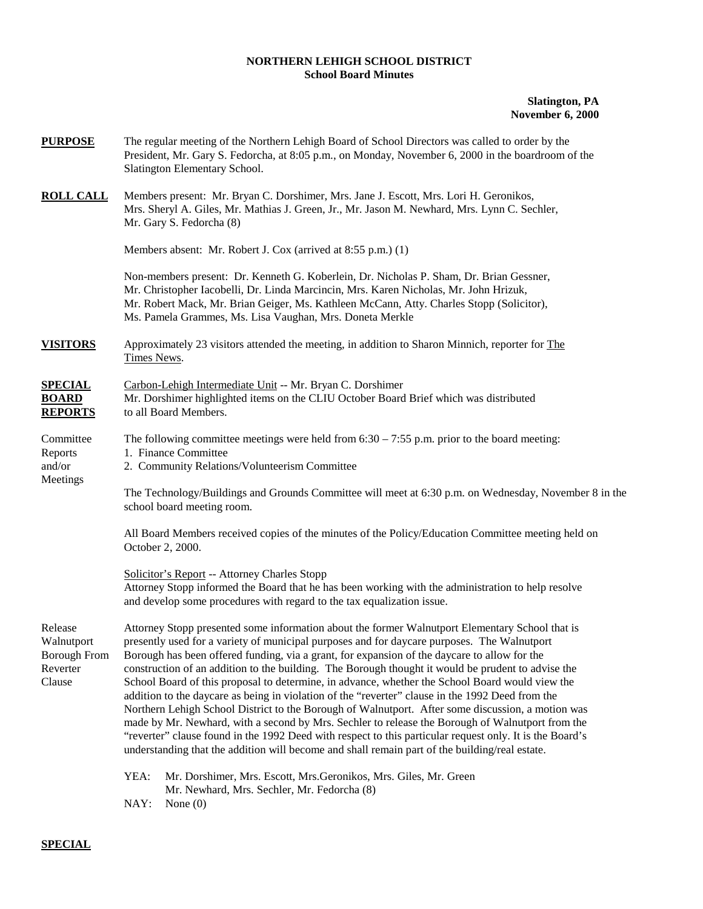**NORTHERN LEHIGH SCHOOL DISTRICT**
**School Board Minutes**

**Slatington, PA**
**November 6, 2000**

**PURPOSE** The regular meeting of the Northern Lehigh Board of School Directors was called to order by the President, Mr. Gary S. Fedorcha, at 8:05 p.m., on Monday, November 6, 2000 in the boardroom of the Slatington Elementary School.

**ROLL CALL** Members present: Mr. Bryan C. Dorshimer, Mrs. Jane J. Escott, Mrs. Lori H. Geronikos, Mrs. Sheryl A. Giles, Mr. Mathias J. Green, Jr., Mr. Jason M. Newhard, Mrs. Lynn C. Sechler, Mr. Gary S. Fedorcha (8)

Members absent: Mr. Robert J. Cox (arrived at 8:55 p.m.) (1)

Non-members present: Dr. Kenneth G. Koberlein, Dr. Nicholas P. Sham, Dr. Brian Gessner, Mr. Christopher Iacobelli, Dr. Linda Marcincin, Mrs. Karen Nicholas, Mr. John Hrizuk, Mr. Robert Mack, Mr. Brian Geiger, Ms. Kathleen McCann, Atty. Charles Stopp (Solicitor), Ms. Pamela Grammes, Ms. Lisa Vaughan, Mrs. Doneta Merkle

**VISITORS** Approximately 23 visitors attended the meeting, in addition to Sharon Minnich, reporter for The Times News.

**SPECIAL BOARD REPORTS** Carbon-Lehigh Intermediate Unit -- Mr. Bryan C. Dorshimer
Mr. Dorshimer highlighted items on the CLIU October Board Brief which was distributed to all Board Members.

Committee Reports and/or Meetings

The following committee meetings were held from 6:30 – 7:55 p.m. prior to the board meeting:
1. Finance Committee
2. Community Relations/Volunteerism Committee

The Technology/Buildings and Grounds Committee will meet at 6:30 p.m. on Wednesday, November 8 in the school board meeting room.

All Board Members received copies of the minutes of the Policy/Education Committee meeting held on October 2, 2000.

Solicitor's Report -- Attorney Charles Stopp
Attorney Stopp informed the Board that he has been working with the administration to help resolve and develop some procedures with regard to the tax equalization issue.

Release Walnutport Borough From Reverter Clause

Attorney Stopp presented some information about the former Walnutport Elementary School that is presently used for a variety of municipal purposes and for daycare purposes. The Walnutport Borough has been offered funding, via a grant, for expansion of the daycare to allow for the construction of an addition to the building. The Borough thought it would be prudent to advise the School Board of this proposal to determine, in advance, whether the School Board would view the addition to the daycare as being in violation of the "reverter" clause in the 1992 Deed from the Northern Lehigh School District to the Borough of Walnutport. After some discussion, a motion was made by Mr. Newhard, with a second by Mrs. Sechler to release the Borough of Walnutport from the "reverter" clause found in the 1992 Deed with respect to this particular request only. It is the Board's understanding that the addition will become and shall remain part of the building/real estate.

YEA: Mr. Dorshimer, Mrs. Escott, Mrs.Geronikos, Mrs. Giles, Mr. Green
Mr. Newhard, Mrs. Sechler, Mr. Fedorcha (8)
NAY: None (0)

**SPECIAL**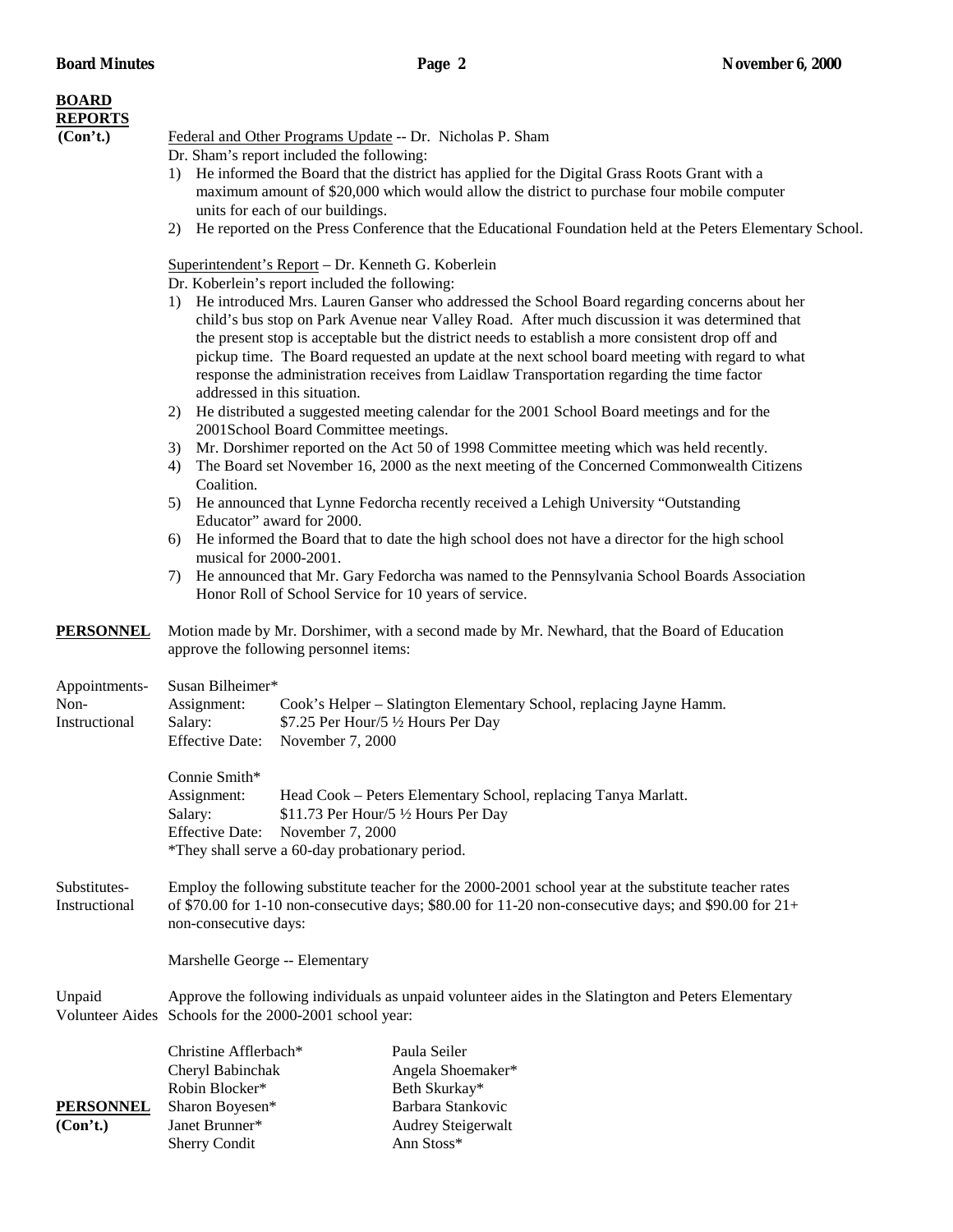**BOARD REPORTS (Con't.)**

Federal and Other Programs Update -- Dr. Nicholas P. Sham

Dr. Sham's report included the following:

1) He informed the Board that the district has applied for the Digital Grass Roots Grant with a maximum amount of $20,000 which would allow the district to purchase four mobile computer units for each of our buildings.
2) He reported on the Press Conference that the Educational Foundation held at the Peters Elementary School.

Superintendent's Report – Dr. Kenneth G. Koberlein

Dr. Koberlein's report included the following:

1) He introduced Mrs. Lauren Ganser who addressed the School Board regarding concerns about her child's bus stop on Park Avenue near Valley Road. After much discussion it was determined that the present stop is acceptable but the district needs to establish a more consistent drop off and pickup time. The Board requested an update at the next school board meeting with regard to what response the administration receives from Laidlaw Transportation regarding the time factor addressed in this situation.
2) He distributed a suggested meeting calendar for the 2001 School Board meetings and for the 2001School Board Committee meetings.
3) Mr. Dorshimer reported on the Act 50 of 1998 Committee meeting which was held recently.
4) The Board set November 16, 2000 as the next meeting of the Concerned Commonwealth Citizens Coalition.
5) He announced that Lynne Fedorcha recently received a Lehigh University "Outstanding Educator" award for 2000.
6) He informed the Board that to date the high school does not have a director for the high school musical for 2000-2001.
7) He announced that Mr. Gary Fedorcha was named to the Pennsylvania School Boards Association Honor Roll of School Service for 10 years of service.

**PERSONNEL**

Motion made by Mr. Dorshimer, with a second made by Mr. Newhard, that the Board of Education approve the following personnel items:

Appointments-Non-Instructional

Susan Bilheimer*
Assignment: Cook's Helper – Slatington Elementary School, replacing Jayne Hamm.
Salary: $7.25 Per Hour/5 ½ Hours Per Day
Effective Date: November 7, 2000

Connie Smith*
Assignment: Head Cook – Peters Elementary School, replacing Tanya Marlatt.
Salary: $11.73 Per Hour/5 ½ Hours Per Day
Effective Date: November 7, 2000

*They shall serve a 60-day probationary period.

Substitutes-Instructional

Employ the following substitute teacher for the 2000-2001 school year at the substitute teacher rates of $70.00 for 1-10 non-consecutive days; $80.00 for 11-20 non-consecutive days; and $90.00 for 21+ non-consecutive days:

Marshelle George -- Elementary

Unpaid Volunteer Aides

Approve the following individuals as unpaid volunteer aides in the Slatington and Peters Elementary Schools for the 2000-2001 school year:

**PERSONNEL (Con't.)**

| | |
|---|---|
| Christine Afflerbach* | Paula Seiler |
| Cheryl Babinchak | Angela Shoemaker* |
| Robin Blocker* | Beth Skurkay* |
| Sharon Boyesen* | Barbara Stankovic |
| Janet Brunner* | Audrey Steigerwalt |
| Sherry Condit | Ann Stoss* |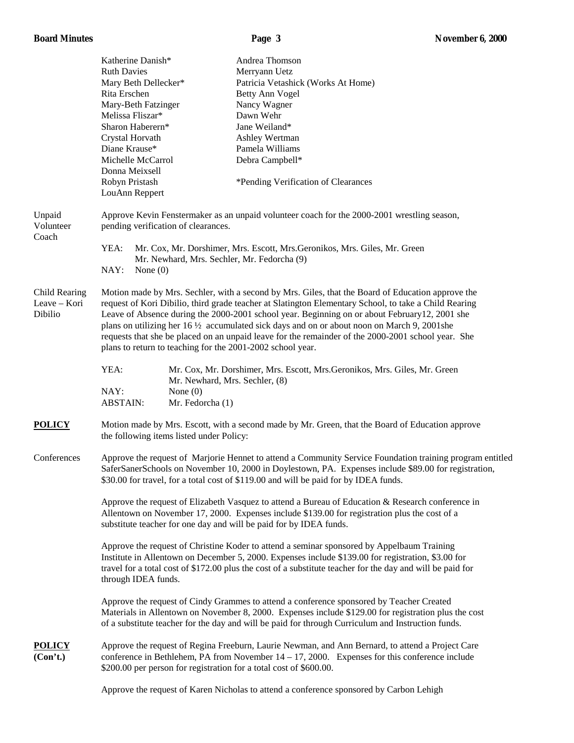| | |
|---|---|
| Katherine Danish* | Andrea Thomson |
| Ruth Davies | Merryann Uetz |
| Mary Beth Dellecker* | Patricia Vetashick (Works At Home) |
| Rita Erschen | Betty Ann Vogel |
| Mary-Beth Fatzinger | Nancy Wagner |
| Melissa Fliszar* | Dawn Wehr |
| Sharon Haberern* | Jane Weiland* |
| Crystal Horvath | Ashley Wertman |
| Diane Krause* | Pamela Williams |
| Michelle McCarrol | Debra Campbell* |
| Donna Meixsell | |
| Robyn Pristash | *Pending Verification of Clearances |
| LouAnn Reppert | |

Unpaid Volunteer Coach

Approve Kevin Fenstermaker as an unpaid volunteer coach for the 2000-2001 wrestling season, pending verification of clearances.

YEA: Mr. Cox, Mr. Dorshimer, Mrs. Escott, Mrs.Geronikos, Mrs. Giles, Mr. Green Mr. Newhard, Mrs. Sechler, Mr. Fedorcha (9)
NAY: None (0)

Child Rearing Leave – Kori Dibilio

Motion made by Mrs. Sechler, with a second by Mrs. Giles, that the Board of Education approve the request of Kori Dibilio, third grade teacher at Slatington Elementary School, to take a Child Rearing Leave of Absence during the 2000-2001 school year. Beginning on or about February12, 2001 she plans on utilizing her 16 ½ accumulated sick days and on or about noon on March 9, 2001she requests that she be placed on an unpaid leave for the remainder of the 2000-2001 school year. She plans to return to teaching for the 2001-2002 school year.

YEA: Mr. Cox, Mr. Dorshimer, Mrs. Escott, Mrs.Geronikos, Mrs. Giles, Mr. Green Mr. Newhard, Mrs. Sechler, (8)
NAY: None (0)
ABSTAIN: Mr. Fedorcha (1)

**POLICY**

Motion made by Mrs. Escott, with a second made by Mr. Green, that the Board of Education approve the following items listed under Policy:

Conferences

Approve the request of Marjorie Hennet to attend a Community Service Foundation training program entitled SaferSanerSchools on November 10, 2000 in Doylestown, PA. Expenses include $89.00 for registration, $30.00 for travel, for a total cost of $119.00 and will be paid for by IDEA funds.

Approve the request of Elizabeth Vasquez to attend a Bureau of Education & Research conference in Allentown on November 17, 2000. Expenses include $139.00 for registration plus the cost of a substitute teacher for one day and will be paid for by IDEA funds.

Approve the request of Christine Koder to attend a seminar sponsored by Appelbaum Training Institute in Allentown on December 5, 2000. Expenses include $139.00 for registration, $3.00 for travel for a total cost of $172.00 plus the cost of a substitute teacher for the day and will be paid for through IDEA funds.

Approve the request of Cindy Grammes to attend a conference sponsored by Teacher Created Materials in Allentown on November 8, 2000. Expenses include $129.00 for registration plus the cost of a substitute teacher for the day and will be paid for through Curriculum and Instruction funds.

**POLICY (Con't.)**

Approve the request of Regina Freeburn, Laurie Newman, and Ann Bernard, to attend a Project Care conference in Bethlehem, PA from November 14 – 17, 2000. Expenses for this conference include $200.00 per person for registration for a total cost of $600.00.

Approve the request of Karen Nicholas to attend a conference sponsored by Carbon Lehigh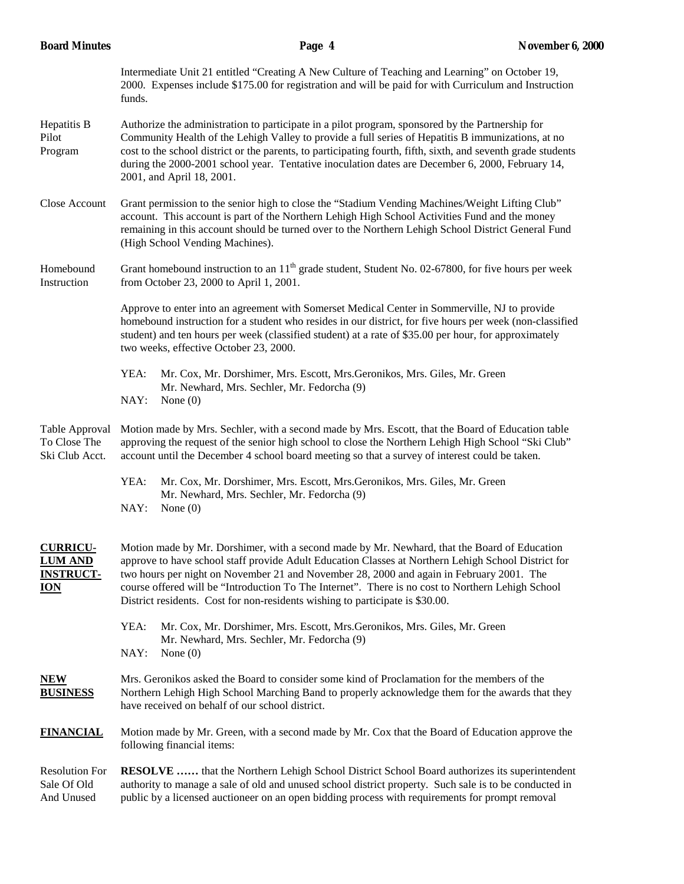Intermediate Unit 21 entitled "Creating A New Culture of Teaching and Learning" on October 19, 2000. Expenses include $175.00 for registration and will be paid for with Curriculum and Instruction funds.

Hepatitis B Pilot Program — Authorize the administration to participate in a pilot program, sponsored by the Partnership for Community Health of the Lehigh Valley to provide a full series of Hepatitis B immunizations, at no cost to the school district or the parents, to participating fourth, fifth, sixth, and seventh grade students during the 2000-2001 school year. Tentative inoculation dates are December 6, 2000, February 14, 2001, and April 18, 2001.

Close Account — Grant permission to the senior high to close the "Stadium Vending Machines/Weight Lifting Club" account. This account is part of the Northern Lehigh High School Activities Fund and the money remaining in this account should be turned over to the Northern Lehigh School District General Fund (High School Vending Machines).

Homebound Instruction — Grant homebound instruction to an 11th grade student, Student No. 02-67800, for five hours per week from October 23, 2000 to April 1, 2001.

Approve to enter into an agreement with Somerset Medical Center in Sommerville, NJ to provide homebound instruction for a student who resides in our district, for five hours per week (non-classified student) and ten hours per week (classified student) at a rate of $35.00 per hour, for approximately two weeks, effective October 23, 2000.

YEA: Mr. Cox, Mr. Dorshimer, Mrs. Escott, Mrs.Geronikos, Mrs. Giles, Mr. Green Mr. Newhard, Mrs. Sechler, Mr. Fedorcha (9)
NAY: None (0)

Table Approval To Close The Ski Club Acct. — Motion made by Mrs. Sechler, with a second made by Mrs. Escott, that the Board of Education table approving the request of the senior high school to close the Northern Lehigh High School "Ski Club" account until the December 4 school board meeting so that a survey of interest could be taken.

YEA: Mr. Cox, Mr. Dorshimer, Mrs. Escott, Mrs.Geronikos, Mrs. Giles, Mr. Green Mr. Newhard, Mrs. Sechler, Mr. Fedorcha (9)
NAY: None (0)

**CURRICULUM AND INSTRUCTION** — Motion made by Mr. Dorshimer, with a second made by Mr. Newhard, that the Board of Education approve to have school staff provide Adult Education Classes at Northern Lehigh School District for two hours per night on November 21 and November 28, 2000 and again in February 2001. The course offered will be "Introduction To The Internet". There is no cost to Northern Lehigh School District residents. Cost for non-residents wishing to participate is $30.00.

YEA: Mr. Cox, Mr. Dorshimer, Mrs. Escott, Mrs.Geronikos, Mrs. Giles, Mr. Green Mr. Newhard, Mrs. Sechler, Mr. Fedorcha (9)
NAY: None (0)

**NEW BUSINESS** — Mrs. Geronikos asked the Board to consider some kind of Proclamation for the members of the Northern Lehigh High School Marching Band to properly acknowledge them for the awards that they have received on behalf of our school district.

**FINANCIAL** — Motion made by Mr. Green, with a second made by Mr. Cox that the Board of Education approve the following financial items:

Resolution For Sale Of Old And Unused — **RESOLVE ……** that the Northern Lehigh School District School Board authorizes its superintendent authority to manage a sale of old and unused school district property. Such sale is to be conducted in public by a licensed auctioneer on an open bidding process with requirements for prompt removal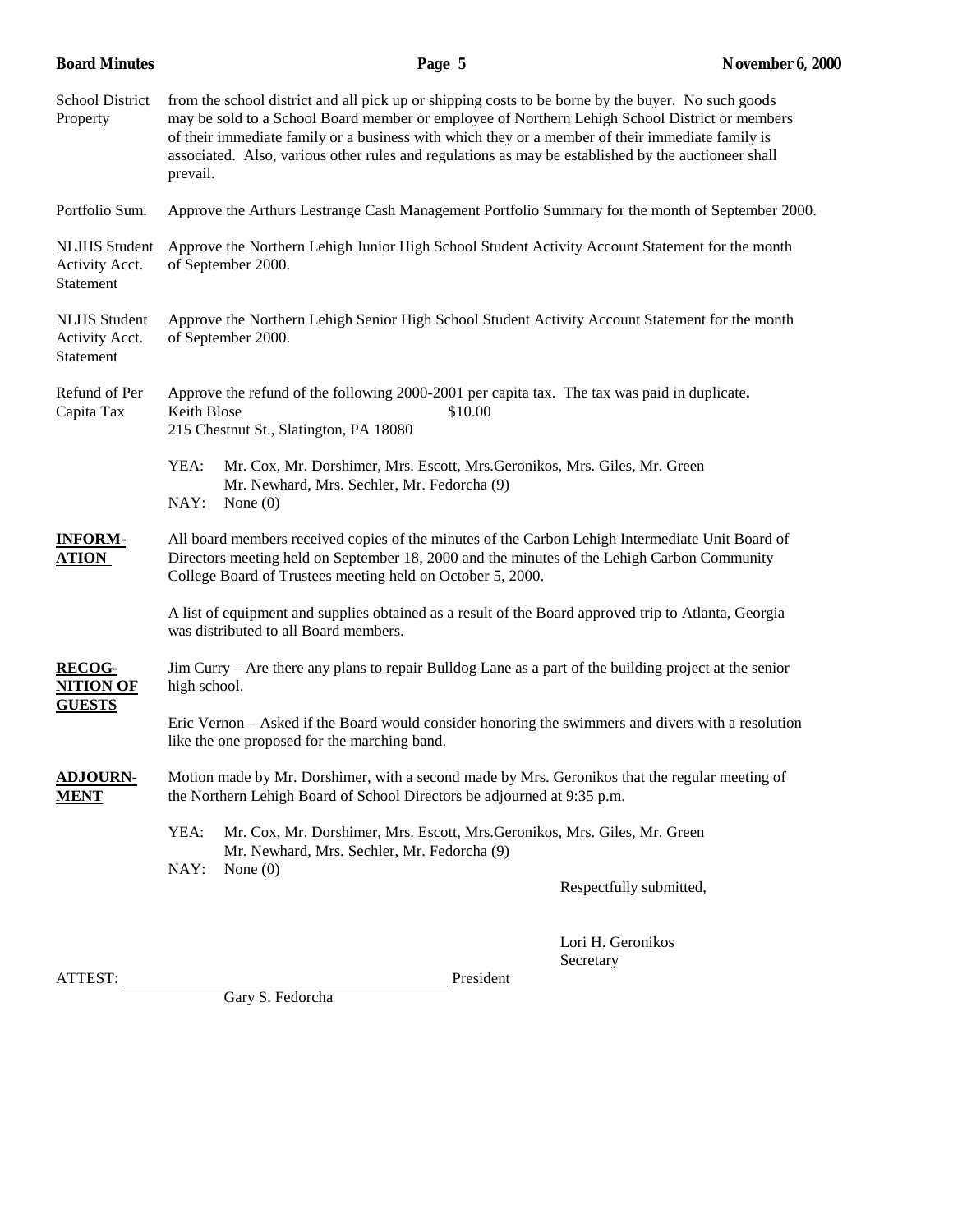**School District Property** — from the school district and all pick up or shipping costs to be borne by the buyer. No such goods may be sold to a School Board member or employee of Northern Lehigh School District or members of their immediate family or a business with which they or a member of their immediate family is associated. Also, various other rules and regulations as may be established by the auctioneer shall prevail.

**Portfolio Sum.** — Approve the Arthurs Lestrange Cash Management Portfolio Summary for the month of September 2000.

**NLJHS Student Activity Acct. Statement** — Approve the Northern Lehigh Junior High School Student Activity Account Statement for the month of September 2000.

**NLHS Student Activity Acct. Statement** — Approve the Northern Lehigh Senior High School Student Activity Account Statement for the month of September 2000.

**Refund of Per Capita Tax** — Approve the refund of the following 2000-2001 per capita tax. The tax was paid in duplicate**.**

Keith Blose $10.00
215 Chestnut St., Slatington, PA 18080

YEA: Mr. Cox, Mr. Dorshimer, Mrs. Escott, Mrs.Geronikos, Mrs. Giles, Mr. Green Mr. Newhard, Mrs. Sechler, Mr. Fedorcha (9)
NAY: None (0)

**INFORMATION**

All board members received copies of the minutes of the Carbon Lehigh Intermediate Unit Board of Directors meeting held on September 18, 2000 and the minutes of the Lehigh Carbon Community College Board of Trustees meeting held on October 5, 2000.

A list of equipment and supplies obtained as a result of the Board approved trip to Atlanta, Georgia was distributed to all Board members.

**RECOGNITION OF GUESTS**

Jim Curry – Are there any plans to repair Bulldog Lane as a part of the building project at the senior high school.

Eric Vernon – Asked if the Board would consider honoring the swimmers and divers with a resolution like the one proposed for the marching band.

**ADJOURNMENT**

Motion made by Mr. Dorshimer, with a second made by Mrs. Geronikos that the regular meeting of the Northern Lehigh Board of School Directors be adjourned at 9:35 p.m.

YEA: Mr. Cox, Mr. Dorshimer, Mrs. Escott, Mrs.Geronikos, Mrs. Giles, Mr. Green Mr. Newhard, Mrs. Sechler, Mr. Fedorcha (9)
NAY: None (0)

Respectfully submitted,

Lori H. Geronikos
Secretary

ATTEST: ______________________________ President
Gary S. Fedorcha